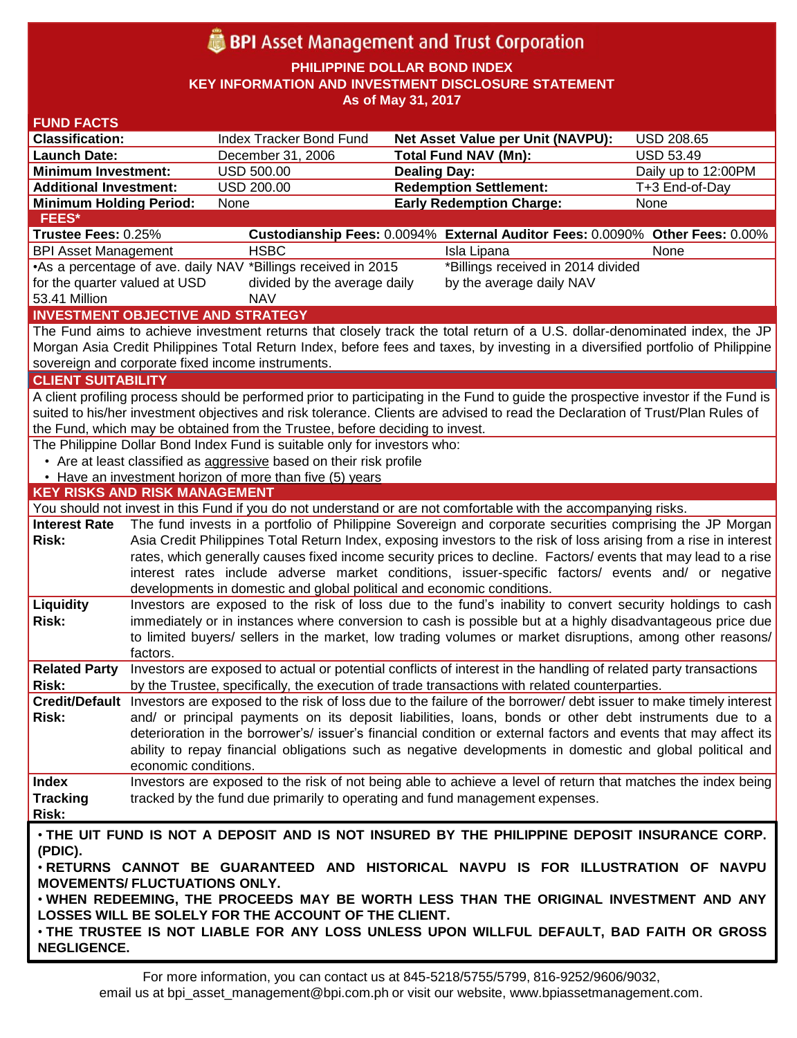# BPI Asset Management and Trust Corporation

**PHILIPPINE DOLLAR BOND INDEX**
**KEY INFORMATION AND INVESTMENT DISCLOSURE STATEMENT**
**As of May 31, 2017**

## FUND FACTS

| | | | |
|---|---|---|---|
| **Classification:** | Index Tracker Bond Fund | **Net Asset Value per Unit (NAVPU):** | USD 208.65 |
| **Launch Date:** | December 31, 2006 | **Total Fund NAV (Mn):** | USD 53.49 |
| **Minimum Investment:** | USD 500.00 | **Dealing Day:** | Daily up to 12:00PM |
| **Additional Investment:** | USD 200.00 | **Redemption Settlement:** | T+3 End-of-Day |
| **Minimum Holding Period:** | None | **Early Redemption Charge:** | None |

## FEES*

| **Trustee Fees:** 0.25% | **Custodianship Fees:** 0.0094% | **External Auditor Fees:** 0.0090% | **Other Fees:** 0.00% |
|---|---|---|---|
| BPI Asset Management | HSBC | Isla Lipana | None |
| •As a percentage of ave. daily NAV for the quarter valued at USD 53.41 Million | *Billings received in 2015 divided by the average daily NAV | *Billings received in 2014 divided by the average daily NAV | |

## INVESTMENT OBJECTIVE AND STRATEGY

The Fund aims to achieve investment returns that closely track the total return of a U.S. dollar-denominated index, the JP Morgan Asia Credit Philippines Total Return Index, before fees and taxes, by investing in a diversified portfolio of Philippine sovereign and corporate fixed income instruments.

## CLIENT SUITABILITY

A client profiling process should be performed prior to participating in the Fund to guide the prospective investor if the Fund is suited to his/her investment objectives and risk tolerance. Clients are advised to read the Declaration of Trust/Plan Rules of the Fund, which may be obtained from the Trustee, before deciding to invest.

The Philippine Dollar Bond Index Fund is suitable only for investors who:

- Are at least classified as aggressive based on their risk profile
- Have an investment horizon of more than five (5) years

## KEY RISKS AND RISK MANAGEMENT

You should not invest in this Fund if you do not understand or are not comfortable with the accompanying risks.

| | |
|---|---|
| **Interest Rate Risk:** | The fund invests in a portfolio of Philippine Sovereign and corporate securities comprising the JP Morgan Asia Credit Philippines Total Return Index, exposing investors to the risk of loss arising from a rise in interest rates, which generally causes fixed income security prices to decline. Factors/ events that may lead to a rise interest rates include adverse market conditions, issuer-specific factors/ events and/ or negative developments in domestic and global political and economic conditions. |
| **Liquidity Risk:** | Investors are exposed to the risk of loss due to the fund's inability to convert security holdings to cash immediately or in instances where conversion to cash is possible but at a highly disadvantageous price due to limited buyers/ sellers in the market, low trading volumes or market disruptions, among other reasons/ factors. |
| **Related Party Risk:** | Investors are exposed to actual or potential conflicts of interest in the handling of related party transactions by the Trustee, specifically, the execution of trade transactions with related counterparties. |
| **Credit/Default Risk:** | Investors are exposed to the risk of loss due to the failure of the borrower/ debt issuer to make timely interest and/ or principal payments on its deposit liabilities, loans, bonds or other debt instruments due to a deterioration in the borrower's/ issuer's financial condition or external factors and events that may affect its ability to repay financial obligations such as negative developments in domestic and global political and economic conditions. |
| **Index Tracking Risk:** | Investors are exposed to the risk of not being able to achieve a level of return that matches the index being tracked by the fund due primarily to operating and fund management expenses. |

**• THE UIT FUND IS NOT A DEPOSIT AND IS NOT INSURED BY THE PHILIPPINE DEPOSIT INSURANCE CORP. (PDIC).**
**• RETURNS CANNOT BE GUARANTEED AND HISTORICAL NAVPU IS FOR ILLUSTRATION OF NAVPU MOVEMENTS/ FLUCTUATIONS ONLY.**
**• WHEN REDEEMING, THE PROCEEDS MAY BE WORTH LESS THAN THE ORIGINAL INVESTMENT AND ANY LOSSES WILL BE SOLELY FOR THE ACCOUNT OF THE CLIENT.**
**• THE TRUSTEE IS NOT LIABLE FOR ANY LOSS UNLESS UPON WILLFUL DEFAULT, BAD FAITH OR GROSS NEGLIGENCE.**

For more information, you can contact us at 845-5218/5755/5799, 816-9252/9606/9032, email us at bpi_asset_management@bpi.com.ph or visit our website, www.bpiassetmanagement.com.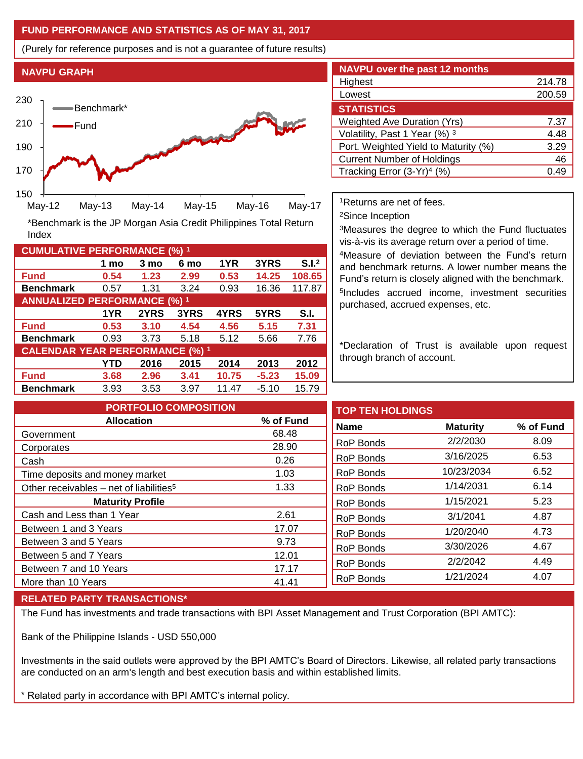## FUND PERFORMANCE AND STATISTICS AS OF MAY 31, 2017

(Purely for reference purposes and is not a guarantee of future results)

### NAVPU GRAPH

*Benchmark is the JP Morgan Asia Credit Philippines Total Return Index

### CUMULATIVE PERFORMANCE (%) [1]

| | 1 mo | 3 mo | 6 mo | 1YR | 3YRS | S.I.[2] |
|---|---|---|---|---|---|---|
| **Fund** | **0.54** | **1.23** | **2.99** | **0.53** | **14.25** | **108.65** |
| **Benchmark** | 0.57 | 1.31 | 3.24 | 0.93 | 16.36 | 117.87 |

### ANNUALIZED PERFORMANCE (%) [1]

| | 1YR | 2YRS | 3YRS | 4YRS | 5YRS | S.I. |
|---|---|---|---|---|---|---|
| **Fund** | **0.53** | **3.10** | **4.54** | **4.56** | **5.15** | **7.31** |
| **Benchmark** | 0.93 | 3.73 | 5.18 | 5.12 | 5.66 | 7.76 |

### CALENDAR YEAR PERFORMANCE (%) [1]

| | YTD | 2016 | 2015 | 2014 | 2013 | 2012 |
|---|---|---|---|---|---|---|
| **Fund** | **3.68** | **2.96** | **3.41** | **10.75** | **-5.23** | **15.09** |
| **Benchmark** | 3.93 | 3.53 | 3.97 | 11.47 | -5.10 | 15.79 |

### NAVPU over the past 12 months

| | |
|---|---|
| Highest | 214.78 |
| Lowest | 200.59 |

### STATISTICS

| | |
|---|---|
| Weighted Ave Duration (Yrs) | 7.37 |
| Volatility, Past 1 Year (%) [3] | 4.48 |
| Port. Weighted Yield to Maturity (%) | 3.29 |
| Current Number of Holdings | 46 |
| Tracking Error (3-Yr)[4] (%) | 0.49 |

[1]Returns are net of fees.

[2]Since Inception

[3]Measures the degree to which the Fund fluctuates vis-à-vis its average return over a period of time.

[4]Measure of deviation between the Fund's return and benchmark returns. A lower number means the Fund's return is closely aligned with the benchmark.

[5]Includes accrued income, investment securities purchased, accrued expenses, etc.

*Declaration of Trust is available upon request through branch of account.

### PORTFOLIO COMPOSITION

| Allocation | % of Fund |
|---|---|
| Government | 68.48 |
| Corporates | 28.90 |
| Cash | 0.26 |
| Time deposits and money market | 1.03 |
| Other receivables – net of liabilities[5] | 1.33 |
| **Maturity Profile** | |
| Cash and Less than 1 Year | 2.61 |
| Between 1 and 3 Years | 17.07 |
| Between 3 and 5 Years | 9.73 |
| Between 5 and 7 Years | 12.01 |
| Between 7 and 10 Years | 17.17 |
| More than 10 Years | 41.41 |

### TOP TEN HOLDINGS

| Name | Maturity | % of Fund |
|---|---|---|
| RoP Bonds | 2/2/2030 | 8.09 |
| RoP Bonds | 3/16/2025 | 6.53 |
| RoP Bonds | 10/23/2034 | 6.52 |
| RoP Bonds | 1/14/2031 | 6.14 |
| RoP Bonds | 1/15/2021 | 5.23 |
| RoP Bonds | 3/1/2041 | 4.87 |
| RoP Bonds | 1/20/2040 | 4.73 |
| RoP Bonds | 3/30/2026 | 4.67 |
| RoP Bonds | 2/2/2042 | 4.49 |
| RoP Bonds | 1/21/2024 | 4.07 |

### RELATED PARTY TRANSACTIONS*

The Fund has investments and trade transactions with BPI Asset Management and Trust Corporation (BPI AMTC):

Bank of the Philippine Islands - USD 550,000

Investments in the said outlets were approved by the BPI AMTC's Board of Directors. Likewise, all related party transactions are conducted on an arm's length and best execution basis and within established limits.

* Related party in accordance with BPI AMTC's internal policy.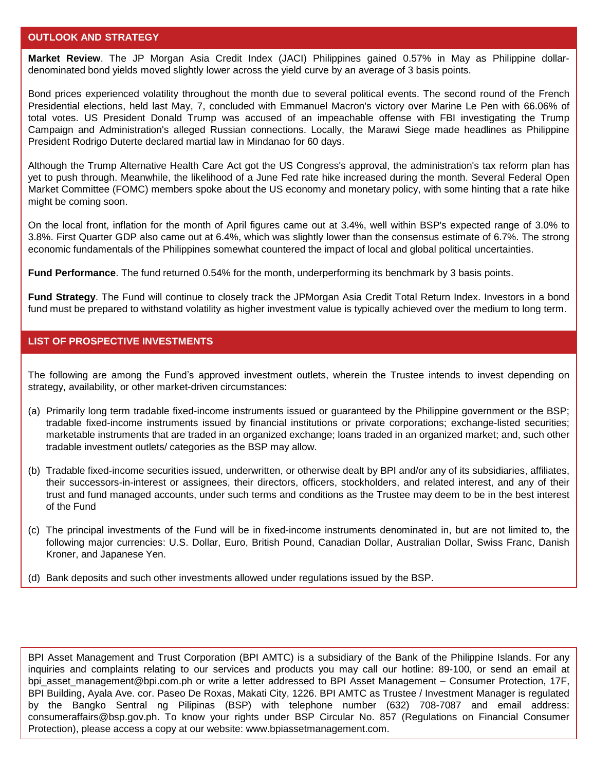## OUTLOOK AND STRATEGY

**Market Review**. The JP Morgan Asia Credit Index (JACI) Philippines gained 0.57% in May as Philippine dollar-denominated bond yields moved slightly lower across the yield curve by an average of 3 basis points.

Bond prices experienced volatility throughout the month due to several political events. The second round of the French Presidential elections, held last May, 7, concluded with Emmanuel Macron's victory over Marine Le Pen with 66.06% of total votes. US President Donald Trump was accused of an impeachable offense with FBI investigating the Trump Campaign and Administration's alleged Russian connections. Locally, the Marawi Siege made headlines as Philippine President Rodrigo Duterte declared martial law in Mindanao for 60 days.

Although the Trump Alternative Health Care Act got the US Congress's approval, the administration's tax reform plan has yet to push through. Meanwhile, the likelihood of a June Fed rate hike increased during the month. Several Federal Open Market Committee (FOMC) members spoke about the US economy and monetary policy, with some hinting that a rate hike might be coming soon.

On the local front, inflation for the month of April figures came out at 3.4%, well within BSP's expected range of 3.0% to 3.8%. First Quarter GDP also came out at 6.4%, which was slightly lower than the consensus estimate of 6.7%. The strong economic fundamentals of the Philippines somewhat countered the impact of local and global political uncertainties.

**Fund Performance**. The fund returned 0.54% for the month, underperforming its benchmark by 3 basis points.

**Fund Strategy**. The Fund will continue to closely track the JPMorgan Asia Credit Total Return Index. Investors in a bond fund must be prepared to withstand volatility as higher investment value is typically achieved over the medium to long term.

## LIST OF PROSPECTIVE INVESTMENTS

The following are among the Fund's approved investment outlets, wherein the Trustee intends to invest depending on strategy, availability, or other market-driven circumstances:

(a) Primarily long term tradable fixed-income instruments issued or guaranteed by the Philippine government or the BSP; tradable fixed-income instruments issued by financial institutions or private corporations; exchange-listed securities; marketable instruments that are traded in an organized exchange; loans traded in an organized market; and, such other tradable investment outlets/ categories as the BSP may allow.

(b) Tradable fixed-income securities issued, underwritten, or otherwise dealt by BPI and/or any of its subsidiaries, affiliates, their successors-in-interest or assignees, their directors, officers, stockholders, and related interest, and any of their trust and fund managed accounts, under such terms and conditions as the Trustee may deem to be in the best interest of the Fund

(c) The principal investments of the Fund will be in fixed-income instruments denominated in, but are not limited to, the following major currencies: U.S. Dollar, Euro, British Pound, Canadian Dollar, Australian Dollar, Swiss Franc, Danish Kroner, and Japanese Yen.

(d) Bank deposits and such other investments allowed under regulations issued by the BSP.

BPI Asset Management and Trust Corporation (BPI AMTC) is a subsidiary of the Bank of the Philippine Islands. For any inquiries and complaints relating to our services and products you may call our hotline: 89-100, or send an email at bpi_asset_management@bpi.com.ph or write a letter addressed to BPI Asset Management – Consumer Protection, 17F, BPI Building, Ayala Ave. cor. Paseo De Roxas, Makati City, 1226. BPI AMTC as Trustee / Investment Manager is regulated by the Bangko Sentral ng Pilipinas (BSP) with telephone number (632) 708-7087 and email address: consumeraffairs@bsp.gov.ph. To know your rights under BSP Circular No. 857 (Regulations on Financial Consumer Protection), please access a copy at our website: www.bpiassetmanagement.com.